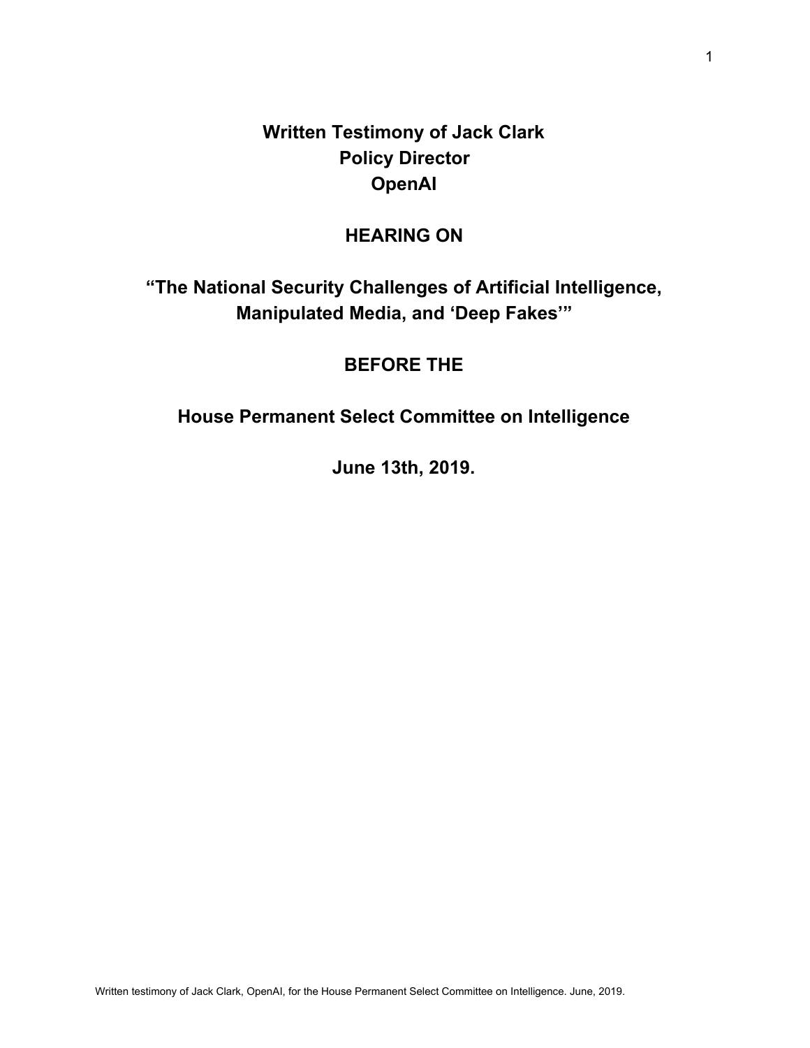# Written Testimony of Jack Clark
# Policy Director
# OpenAI

## HEARING ON

## "The National Security Challenges of Artificial Intelligence, Manipulated Media, and 'Deep Fakes'"

## BEFORE THE

## House Permanent Select Committee on Intelligence

## June 13th, 2019.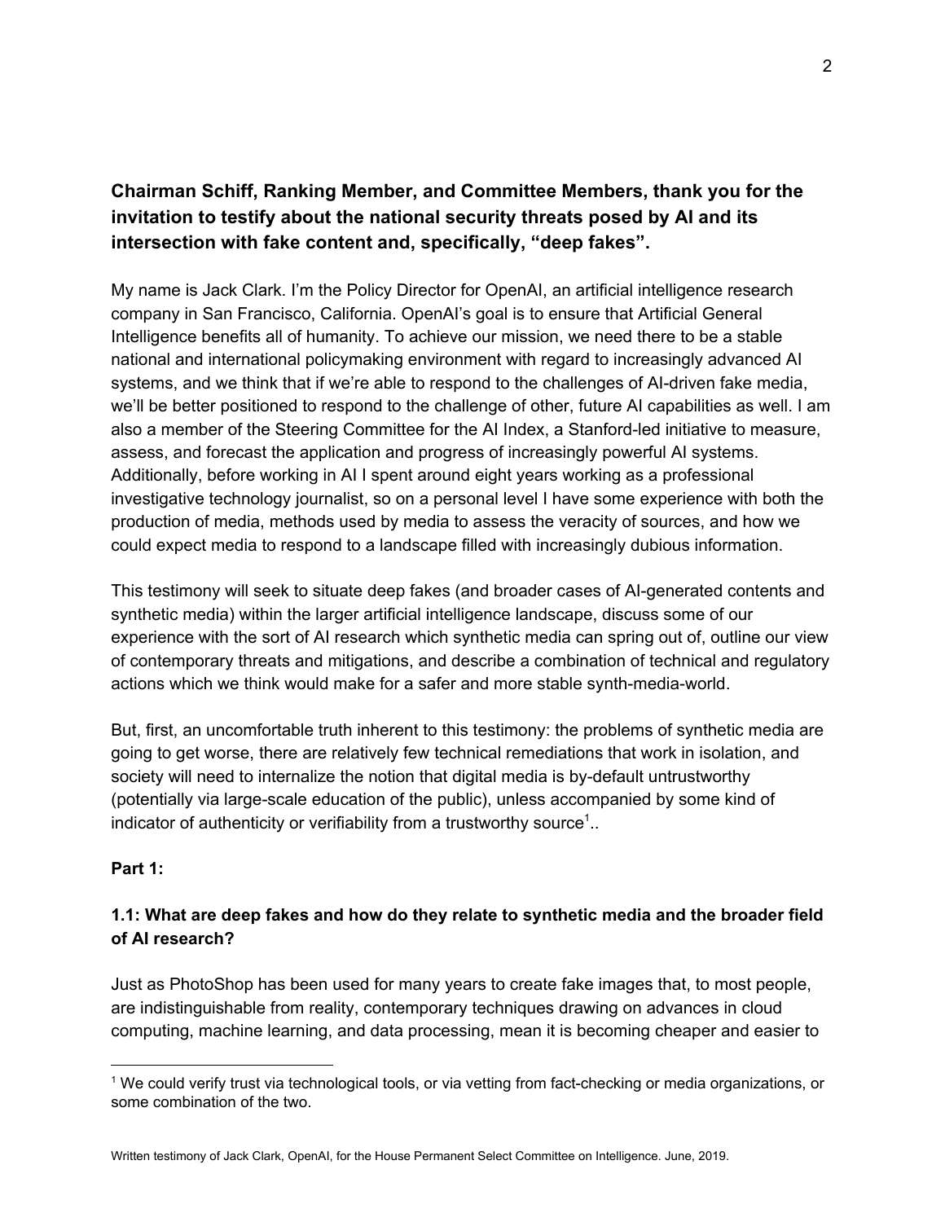**Chairman Schiff, Ranking Member, and Committee Members, thank you for the invitation to testify about the national security threats posed by AI and its intersection with fake content and, specifically, "deep fakes".**

My name is Jack Clark. I'm the Policy Director for OpenAI, an artificial intelligence research company in San Francisco, California. OpenAI's goal is to ensure that Artificial General Intelligence benefits all of humanity. To achieve our mission, we need there to be a stable national and international policymaking environment with regard to increasingly advanced AI systems, and we think that if we're able to respond to the challenges of AI-driven fake media, we'll be better positioned to respond to the challenge of other, future AI capabilities as well. I am also a member of the Steering Committee for the AI Index, a Stanford-led initiative to measure, assess, and forecast the application and progress of increasingly powerful AI systems. Additionally, before working in AI I spent around eight years working as a professional investigative technology journalist, so on a personal level I have some experience with both the production of media, methods used by media to assess the veracity of sources, and how we could expect media to respond to a landscape filled with increasingly dubious information.

This testimony will seek to situate deep fakes (and broader cases of AI-generated contents and synthetic media) within the larger artificial intelligence landscape, discuss some of our experience with the sort of AI research which synthetic media can spring out of, outline our view of contemporary threats and mitigations, and describe a combination of technical and regulatory actions which we think would make for a safer and more stable synth-media-world.

But, first, an uncomfortable truth inherent to this testimony: the problems of synthetic media are going to get worse, there are relatively few technical remediations that work in isolation, and society will need to internalize the notion that digital media is by-default untrustworthy (potentially via large-scale education of the public), unless accompanied by some kind of indicator of authenticity or verifiability from a trustworthy source[1]..

**Part 1:**

**1.1: What are deep fakes and how do they relate to synthetic media and the broader field of AI research?**

Just as PhotoShop has been used for many years to create fake images that, to most people, are indistinguishable from reality, contemporary techniques drawing on advances in cloud computing, machine learning, and data processing, mean it is becoming cheaper and easier to

[1] We could verify trust via technological tools, or via vetting from fact-checking or media organizations, or some combination of the two.

Written testimony of Jack Clark, OpenAI, for the House Permanent Select Committee on Intelligence. June, 2019.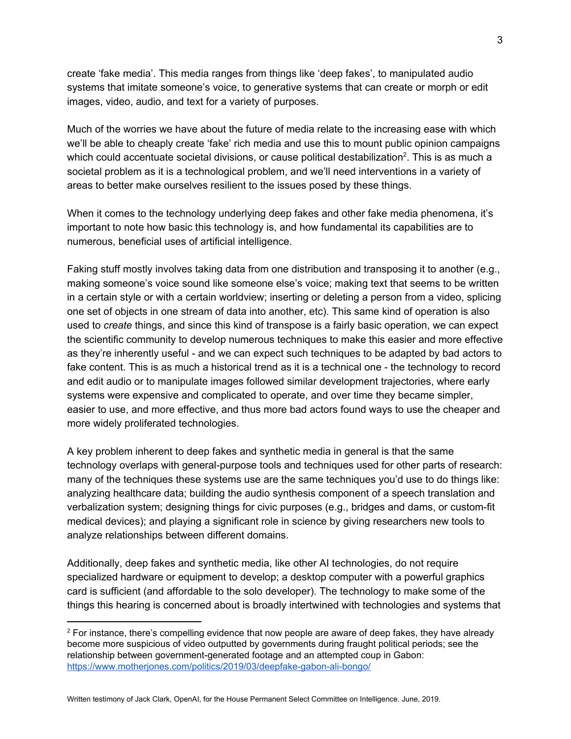create 'fake media'. This media ranges from things like 'deep fakes', to manipulated audio systems that imitate someone's voice, to generative systems that can create or morph or edit images, video, audio, and text for a variety of purposes.

Much of the worries we have about the future of media relate to the increasing ease with which we'll be able to cheaply create 'fake' rich media and use this to mount public opinion campaigns which could accentuate societal divisions, or cause political destabilization[2]. This is as much a societal problem as it is a technological problem, and we'll need interventions in a variety of areas to better make ourselves resilient to the issues posed by these things.

When it comes to the technology underlying deep fakes and other fake media phenomena, it's important to note how basic this technology is, and how fundamental its capabilities are to numerous, beneficial uses of artificial intelligence.

Faking stuff mostly involves taking data from one distribution and transposing it to another (e.g., making someone's voice sound like someone else's voice; making text that seems to be written in a certain style or with a certain worldview; inserting or deleting a person from a video, splicing one set of objects in one stream of data into another, etc). This same kind of operation is also used to *create* things, and since this kind of transpose is a fairly basic operation, we can expect the scientific community to develop numerous techniques to make this easier and more effective as they're inherently useful - and we can expect such techniques to be adapted by bad actors to fake content. This is as much a historical trend as it is a technical one - the technology to record and edit audio or to manipulate images followed similar development trajectories, where early systems were expensive and complicated to operate, and over time they became simpler, easier to use, and more effective, and thus more bad actors found ways to use the cheaper and more widely proliferated technologies.

A key problem inherent to deep fakes and synthetic media in general is that the same technology overlaps with general-purpose tools and techniques used for other parts of research: many of the techniques these systems use are the same techniques you'd use to do things like: analyzing healthcare data; building the audio synthesis component of a speech translation and verbalization system; designing things for civic purposes (e.g., bridges and dams, or custom-fit medical devices); and playing a significant role in science by giving researchers new tools to analyze relationships between different domains.

Additionally, deep fakes and synthetic media, like other AI technologies, do not require specialized hardware or equipment to develop; a desktop computer with a powerful graphics card is sufficient (and affordable to the solo developer). The technology to make some of the things this hearing is concerned about is broadly intertwined with technologies and systems that

---

[2] For instance, there's compelling evidence that now people are aware of deep fakes, they have already become more suspicious of video outputted by governments during fraught political periods; see the relationship between government-generated footage and an attempted coup in Gabon: https://www.motherjones.com/politics/2019/03/deepfake-gabon-ali-bongo/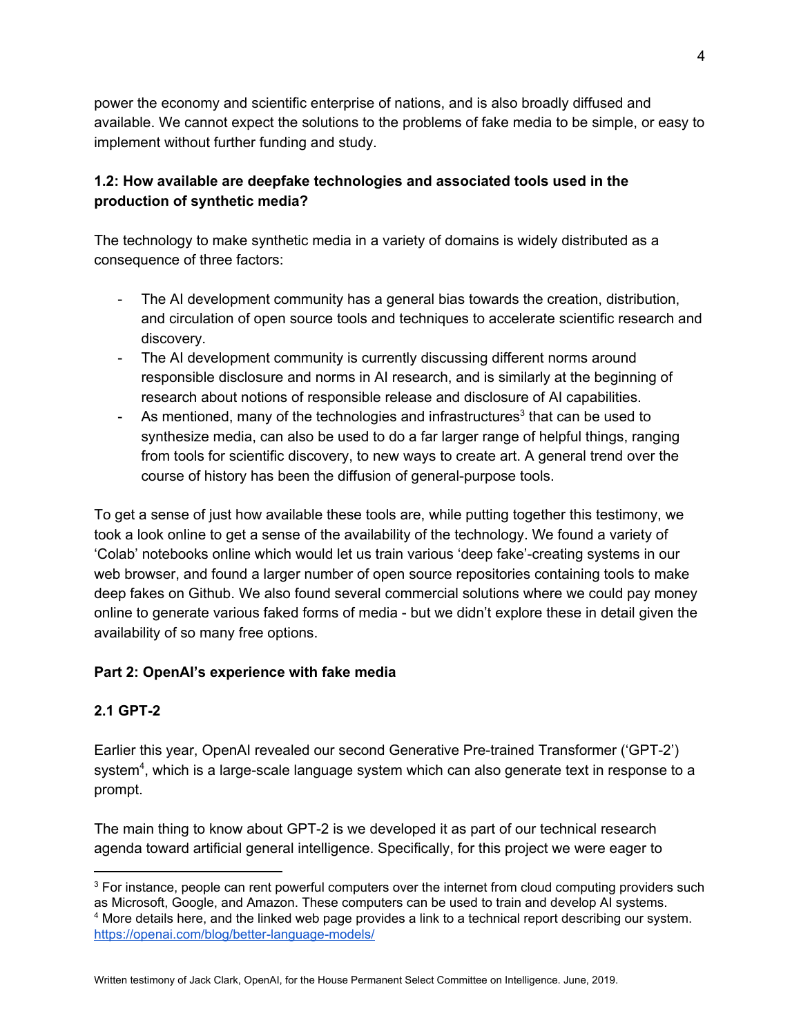power the economy and scientific enterprise of nations, and is also broadly diffused and available. We cannot expect the solutions to the problems of fake media to be simple, or easy to implement without further funding and study.

### 1.2: How available are deepfake technologies and associated tools used in the production of synthetic media?

The technology to make synthetic media in a variety of domains is widely distributed as a consequence of three factors:

- The AI development community has a general bias towards the creation, distribution, and circulation of open source tools and techniques to accelerate scientific research and discovery.
- The AI development community is currently discussing different norms around responsible disclosure and norms in AI research, and is similarly at the beginning of research about notions of responsible release and disclosure of AI capabilities.
- As mentioned, many of the technologies and infrastructures[3] that can be used to synthesize media, can also be used to do a far larger range of helpful things, ranging from tools for scientific discovery, to new ways to create art. A general trend over the course of history has been the diffusion of general-purpose tools.

To get a sense of just how available these tools are, while putting together this testimony, we took a look online to get a sense of the availability of the technology. We found a variety of 'Colab' notebooks online which would let us train various 'deep fake'-creating systems in our web browser, and found a larger number of open source repositories containing tools to make deep fakes on Github. We also found several commercial solutions where we could pay money online to generate various faked forms of media - but we didn't explore these in detail given the availability of so many free options.

## Part 2: OpenAI's experience with fake media

### 2.1 GPT-2

Earlier this year, OpenAI revealed our second Generative Pre-trained Transformer ('GPT-2') system[4], which is a large-scale language system which can also generate text in response to a prompt.

The main thing to know about GPT-2 is we developed it as part of our technical research agenda toward artificial general intelligence. Specifically, for this project we were eager to

[3] For instance, people can rent powerful computers over the internet from cloud computing providers such as Microsoft, Google, and Amazon. These computers can be used to train and develop AI systems.

[4] More details here, and the linked web page provides a link to a technical report describing our system. https://openai.com/blog/better-language-models/

Written testimony of Jack Clark, OpenAI, for the House Permanent Select Committee on Intelligence. June, 2019.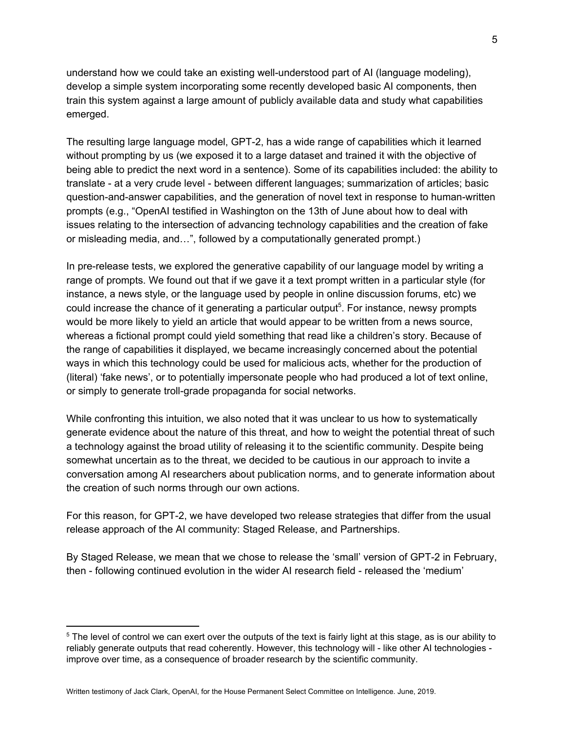understand how we could take an existing well-understood part of AI (language modeling), develop a simple system incorporating some recently developed basic AI components, then train this system against a large amount of publicly available data and study what capabilities emerged.

The resulting large language model, GPT-2, has a wide range of capabilities which it learned without prompting by us (we exposed it to a large dataset and trained it with the objective of being able to predict the next word in a sentence). Some of its capabilities included: the ability to translate - at a very crude level - between different languages; summarization of articles; basic question-and-answer capabilities, and the generation of novel text in response to human-written prompts (e.g., "OpenAI testified in Washington on the 13th of June about how to deal with issues relating to the intersection of advancing technology capabilities and the creation of fake or misleading media, and…", followed by a computationally generated prompt.)

In pre-release tests, we explored the generative capability of our language model by writing a range of prompts. We found out that if we gave it a text prompt written in a particular style (for instance, a news style, or the language used by people in online discussion forums, etc) we could increase the chance of it generating a particular output[5]. For instance, newsy prompts would be more likely to yield an article that would appear to be written from a news source, whereas a fictional prompt could yield something that read like a children's story. Because of the range of capabilities it displayed, we became increasingly concerned about the potential ways in which this technology could be used for malicious acts, whether for the production of (literal) 'fake news', or to potentially impersonate people who had produced a lot of text online, or simply to generate troll-grade propaganda for social networks.

While confronting this intuition, we also noted that it was unclear to us how to systematically generate evidence about the nature of this threat, and how to weight the potential threat of such a technology against the broad utility of releasing it to the scientific community. Despite being somewhat uncertain as to the threat, we decided to be cautious in our approach to invite a conversation among AI researchers about publication norms, and to generate information about the creation of such norms through our own actions.

For this reason, for GPT-2, we have developed two release strategies that differ from the usual release approach of the AI community: Staged Release, and Partnerships.

By Staged Release, we mean that we chose to release the 'small' version of GPT-2 in February, then - following continued evolution in the wider AI research field - released the 'medium'

[5] The level of control we can exert over the outputs of the text is fairly light at this stage, as is our ability to reliably generate outputs that read coherently. However, this technology will - like other AI technologies - improve over time, as a consequence of broader research by the scientific community.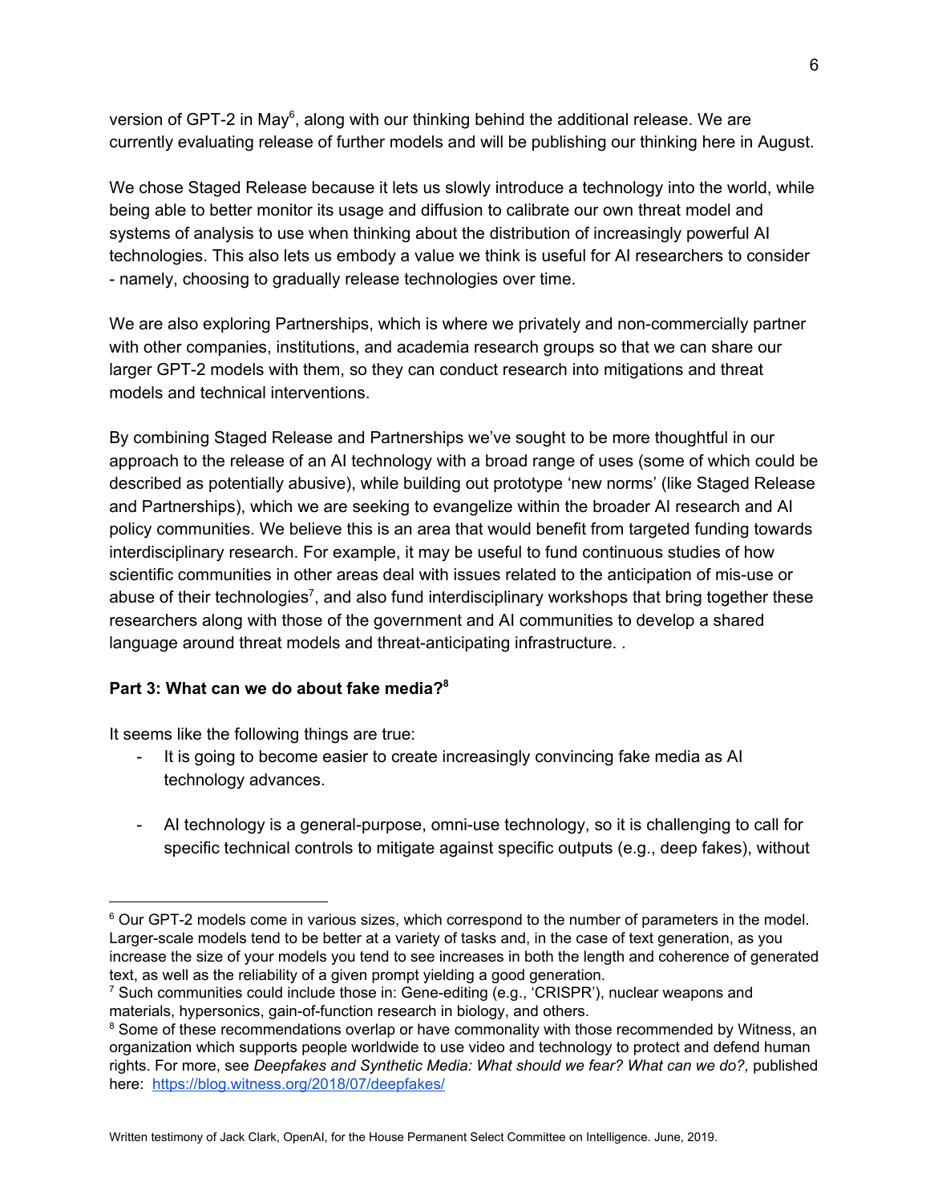version of GPT-2 in May[6], along with our thinking behind the additional release. We are currently evaluating release of further models and will be publishing our thinking here in August.

We chose Staged Release because it lets us slowly introduce a technology into the world, while being able to better monitor its usage and diffusion to calibrate our own threat model and systems of analysis to use when thinking about the distribution of increasingly powerful AI technologies. This also lets us embody a value we think is useful for AI researchers to consider - namely, choosing to gradually release technologies over time.

We are also exploring Partnerships, which is where we privately and non-commercially partner with other companies, institutions, and academia research groups so that we can share our larger GPT-2 models with them, so they can conduct research into mitigations and threat models and technical interventions.

By combining Staged Release and Partnerships we've sought to be more thoughtful in our approach to the release of an AI technology with a broad range of uses (some of which could be described as potentially abusive), while building out prototype 'new norms' (like Staged Release and Partnerships), which we are seeking to evangelize within the broader AI research and AI policy communities. We believe this is an area that would benefit from targeted funding towards interdisciplinary research. For example, it may be useful to fund continuous studies of how scientific communities in other areas deal with issues related to the anticipation of mis-use or abuse of their technologies[7], and also fund interdisciplinary workshops that bring together these researchers along with those of the government and AI communities to develop a shared language around threat models and threat-anticipating infrastructure. .

**Part 3: What can we do about fake media?[8]**

It seems like the following things are true:

- It is going to become easier to create increasingly convincing fake media as AI technology advances.
- AI technology is a general-purpose, omni-use technology, so it is challenging to call for specific technical controls to mitigate against specific outputs (e.g., deep fakes), without

---

[6] Our GPT-2 models come in various sizes, which correspond to the number of parameters in the model. Larger-scale models tend to be better at a variety of tasks and, in the case of text generation, as you increase the size of your models you tend to see increases in both the length and coherence of generated text, as well as the reliability of a given prompt yielding a good generation.

[7] Such communities could include those in: Gene-editing (e.g., 'CRISPR'), nuclear weapons and materials, hypersonics, gain-of-function research in biology, and others.

[8] Some of these recommendations overlap or have commonality with those recommended by Witness, an organization which supports people worldwide to use video and technology to protect and defend human rights. For more, see *Deepfakes and Synthetic Media: What should we fear? What can we do?,* published here: https://blog.witness.org/2018/07/deepfakes/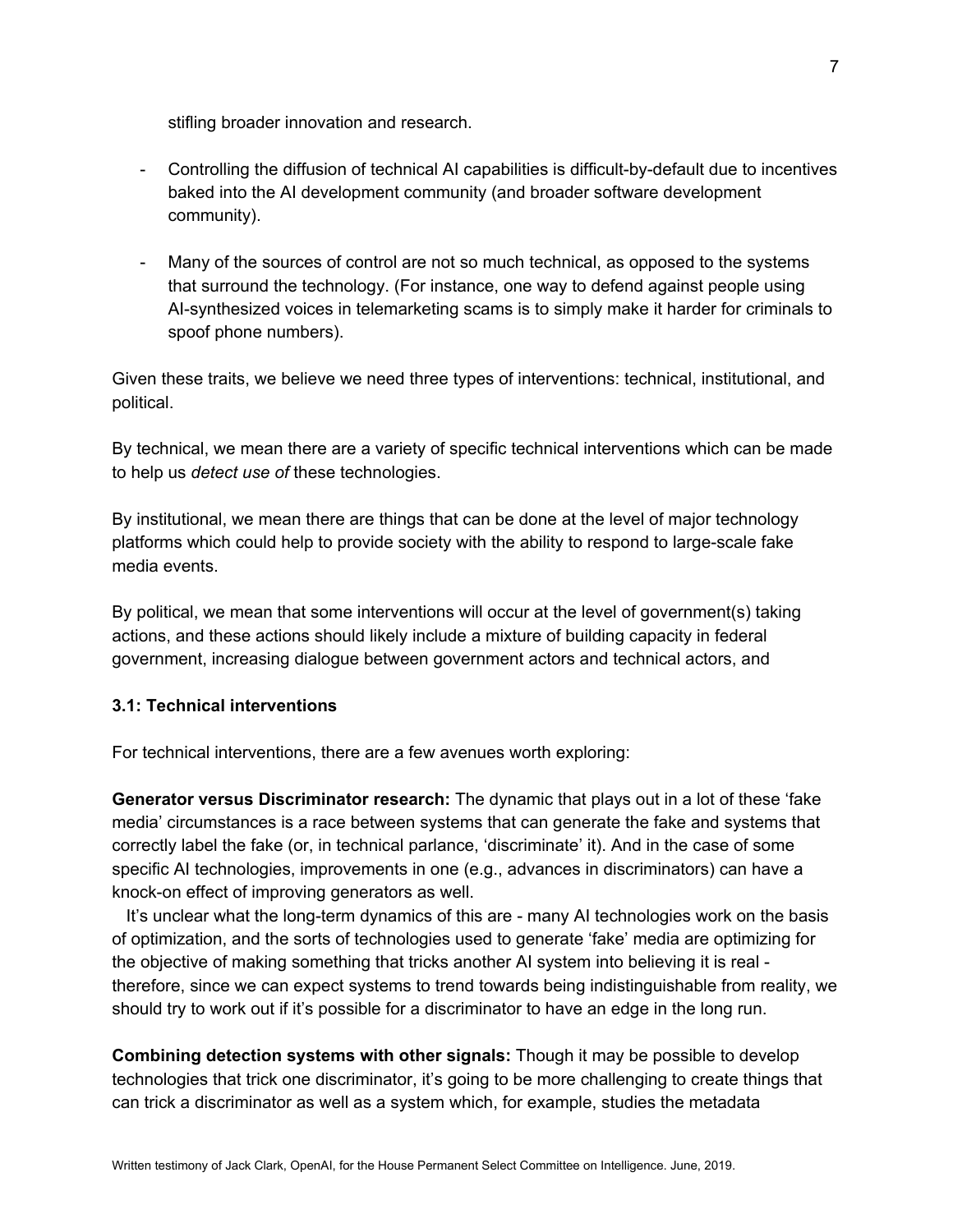stifling broader innovation and research.

- Controlling the diffusion of technical AI capabilities is difficult-by-default due to incentives baked into the AI development community (and broader software development community).
- Many of the sources of control are not so much technical, as opposed to the systems that surround the technology. (For instance, one way to defend against people using AI-synthesized voices in telemarketing scams is to simply make it harder for criminals to spoof phone numbers).

Given these traits, we believe we need three types of interventions: technical, institutional, and political.

By technical, we mean there are a variety of specific technical interventions which can be made to help us *detect use of* these technologies.

By institutional, we mean there are things that can be done at the level of major technology platforms which could help to provide society with the ability to respond to large-scale fake media events.

By political, we mean that some interventions will occur at the level of government(s) taking actions, and these actions should likely include a mixture of building capacity in federal government, increasing dialogue between government actors and technical actors, and

### 3.1: Technical interventions

For technical interventions, there are a few avenues worth exploring:

**Generator versus Discriminator research:** The dynamic that plays out in a lot of these 'fake media' circumstances is a race between systems that can generate the fake and systems that correctly label the fake (or, in technical parlance, 'discriminate' it). And in the case of some specific AI technologies, improvements in one (e.g., advances in discriminators) can have a knock-on effect of improving generators as well.

It's unclear what the long-term dynamics of this are - many AI technologies work on the basis of optimization, and the sorts of technologies used to generate 'fake' media are optimizing for the objective of making something that tricks another AI system into believing it is real - therefore, since we can expect systems to trend towards being indistinguishable from reality, we should try to work out if it's possible for a discriminator to have an edge in the long run.

**Combining detection systems with other signals:** Though it may be possible to develop technologies that trick one discriminator, it's going to be more challenging to create things that can trick a discriminator as well as a system which, for example, studies the metadata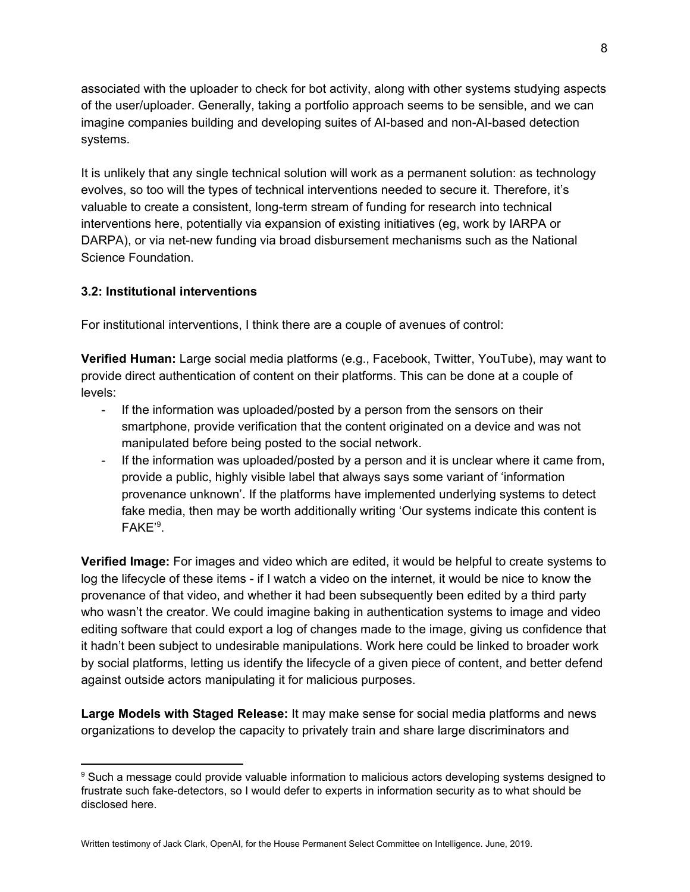associated with the uploader to check for bot activity, along with other systems studying aspects of the user/uploader. Generally, taking a portfolio approach seems to be sensible, and we can imagine companies building and developing suites of AI-based and non-AI-based detection systems.

It is unlikely that any single technical solution will work as a permanent solution: as technology evolves, so too will the types of technical interventions needed to secure it. Therefore, it's valuable to create a consistent, long-term stream of funding for research into technical interventions here, potentially via expansion of existing initiatives (eg, work by IARPA or DARPA), or via net-new funding via broad disbursement mechanisms such as the National Science Foundation.

### 3.2: Institutional interventions

For institutional interventions, I think there are a couple of avenues of control:

**Verified Human:** Large social media platforms (e.g., Facebook, Twitter, YouTube), may want to provide direct authentication of content on their platforms. This can be done at a couple of levels:

- If the information was uploaded/posted by a person from the sensors on their smartphone, provide verification that the content originated on a device and was not manipulated before being posted to the social network.
- If the information was uploaded/posted by a person and it is unclear where it came from, provide a public, highly visible label that always says some variant of 'information provenance unknown'. If the platforms have implemented underlying systems to detect fake media, then may be worth additionally writing 'Our systems indicate this content is FAKE'[9].

**Verified Image:** For images and video which are edited, it would be helpful to create systems to log the lifecycle of these items - if I watch a video on the internet, it would be nice to know the provenance of that video, and whether it had been subsequently been edited by a third party who wasn't the creator. We could imagine baking in authentication systems to image and video editing software that could export a log of changes made to the image, giving us confidence that it hadn't been subject to undesirable manipulations. Work here could be linked to broader work by social platforms, letting us identify the lifecycle of a given piece of content, and better defend against outside actors manipulating it for malicious purposes.

**Large Models with Staged Release:** It may make sense for social media platforms and news organizations to develop the capacity to privately train and share large discriminators and

[9] Such a message could provide valuable information to malicious actors developing systems designed to frustrate such fake-detectors, so I would defer to experts in information security as to what should be disclosed here.

Written testimony of Jack Clark, OpenAI, for the House Permanent Select Committee on Intelligence. June, 2019.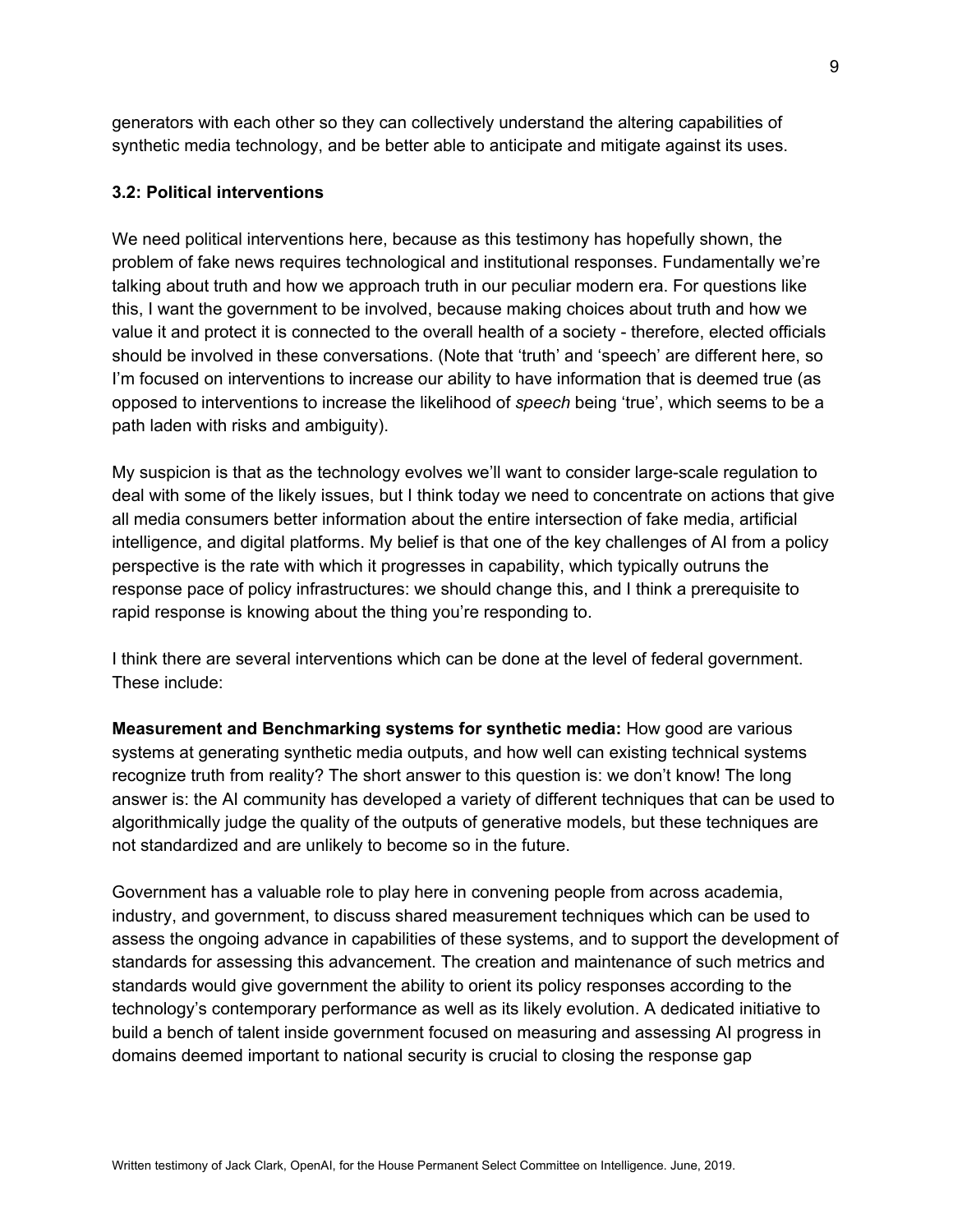generators with each other so they can collectively understand the altering capabilities of synthetic media technology, and be better able to anticipate and mitigate against its uses.

### 3.2: Political interventions

We need political interventions here, because as this testimony has hopefully shown, the problem of fake news requires technological and institutional responses. Fundamentally we're talking about truth and how we approach truth in our peculiar modern era. For questions like this, I want the government to be involved, because making choices about truth and how we value it and protect it is connected to the overall health of a society - therefore, elected officials should be involved in these conversations. (Note that 'truth' and 'speech' are different here, so I'm focused on interventions to increase our ability to have information that is deemed true (as opposed to interventions to increase the likelihood of *speech* being 'true', which seems to be a path laden with risks and ambiguity).

My suspicion is that as the technology evolves we'll want to consider large-scale regulation to deal with some of the likely issues, but I think today we need to concentrate on actions that give all media consumers better information about the entire intersection of fake media, artificial intelligence, and digital platforms. My belief is that one of the key challenges of AI from a policy perspective is the rate with which it progresses in capability, which typically outruns the response pace of policy infrastructures: we should change this, and I think a prerequisite to rapid response is knowing about the thing you're responding to.

I think there are several interventions which can be done at the level of federal government. These include:

**Measurement and Benchmarking systems for synthetic media:** How good are various systems at generating synthetic media outputs, and how well can existing technical systems recognize truth from reality? The short answer to this question is: we don't know! The long answer is: the AI community has developed a variety of different techniques that can be used to algorithmically judge the quality of the outputs of generative models, but these techniques are not standardized and are unlikely to become so in the future.

Government has a valuable role to play here in convening people from across academia, industry, and government, to discuss shared measurement techniques which can be used to assess the ongoing advance in capabilities of these systems, and to support the development of standards for assessing this advancement. The creation and maintenance of such metrics and standards would give government the ability to orient its policy responses according to the technology's contemporary performance as well as its likely evolution. A dedicated initiative to build a bench of talent inside government focused on measuring and assessing AI progress in domains deemed important to national security is crucial to closing the response gap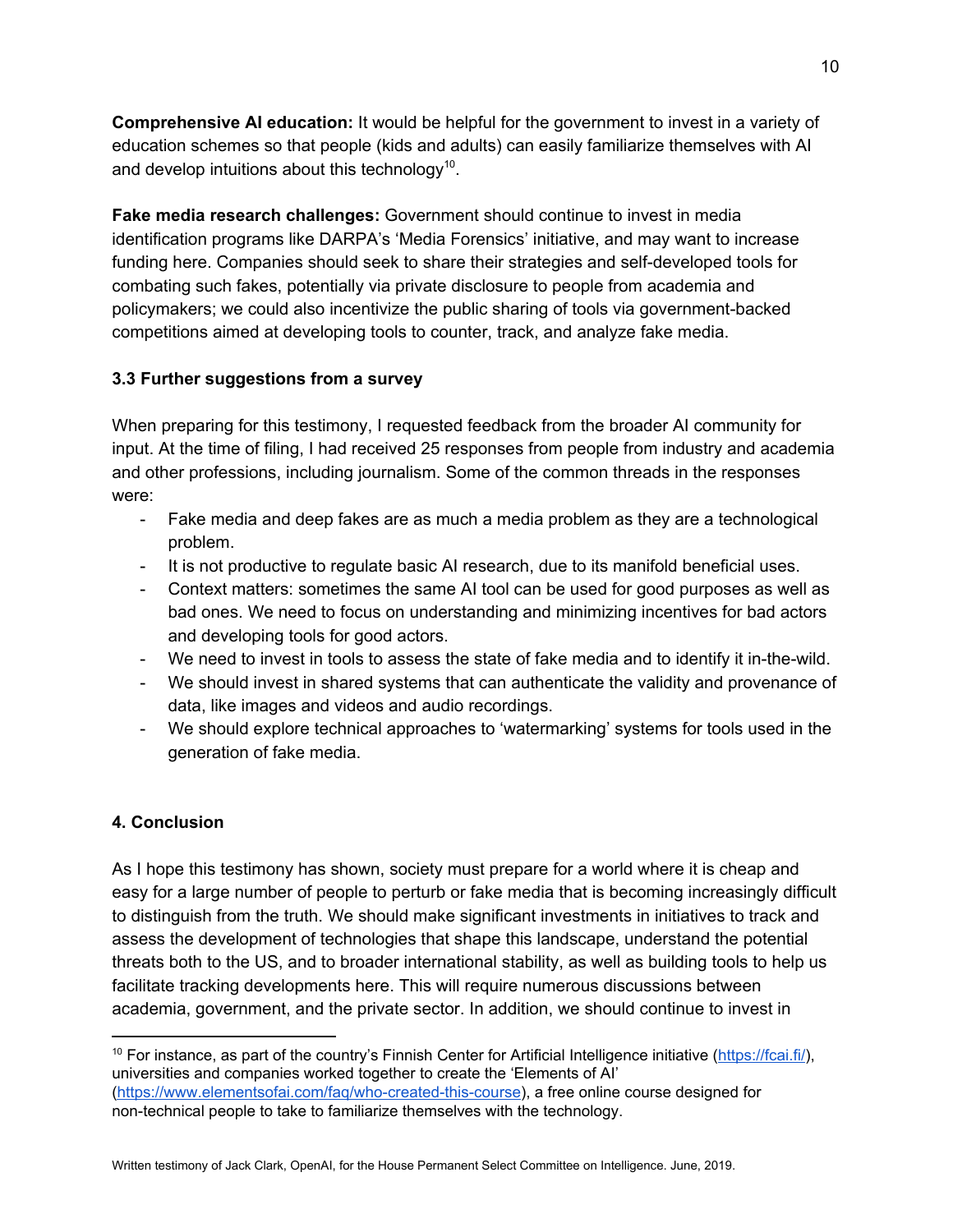**Comprehensive AI education:** It would be helpful for the government to invest in a variety of education schemes so that people (kids and adults) can easily familiarize themselves with AI and develop intuitions about this technology[10].

**Fake media research challenges:** Government should continue to invest in media identification programs like DARPA's 'Media Forensics' initiative, and may want to increase funding here. Companies should seek to share their strategies and self-developed tools for combating such fakes, potentially via private disclosure to people from academia and policymakers; we could also incentivize the public sharing of tools via government-backed competitions aimed at developing tools to counter, track, and analyze fake media.

### 3.3 Further suggestions from a survey

When preparing for this testimony, I requested feedback from the broader AI community for input. At the time of filing, I had received 25 responses from people from industry and academia and other professions, including journalism. Some of the common threads in the responses were:

- Fake media and deep fakes are as much a media problem as they are a technological problem.
- It is not productive to regulate basic AI research, due to its manifold beneficial uses.
- Context matters: sometimes the same AI tool can be used for good purposes as well as bad ones. We need to focus on understanding and minimizing incentives for bad actors and developing tools for good actors.
- We need to invest in tools to assess the state of fake media and to identify it in-the-wild.
- We should invest in shared systems that can authenticate the validity and provenance of data, like images and videos and audio recordings.
- We should explore technical approaches to 'watermarking' systems for tools used in the generation of fake media.

## 4. Conclusion

As I hope this testimony has shown, society must prepare for a world where it is cheap and easy for a large number of people to perturb or fake media that is becoming increasingly difficult to distinguish from the truth. We should make significant investments in initiatives to track and assess the development of technologies that shape this landscape, understand the potential threats both to the US, and to broader international stability, as well as building tools to help us facilitate tracking developments here. This will require numerous discussions between academia, government, and the private sector. In addition, we should continue to invest in

---

[10] For instance, as part of the country's Finnish Center for Artificial Intelligence initiative (https://fcai.fi/), universities and companies worked together to create the 'Elements of AI' (https://www.elementsofai.com/faq/who-created-this-course), a free online course designed for non-technical people to take to familiarize themselves with the technology.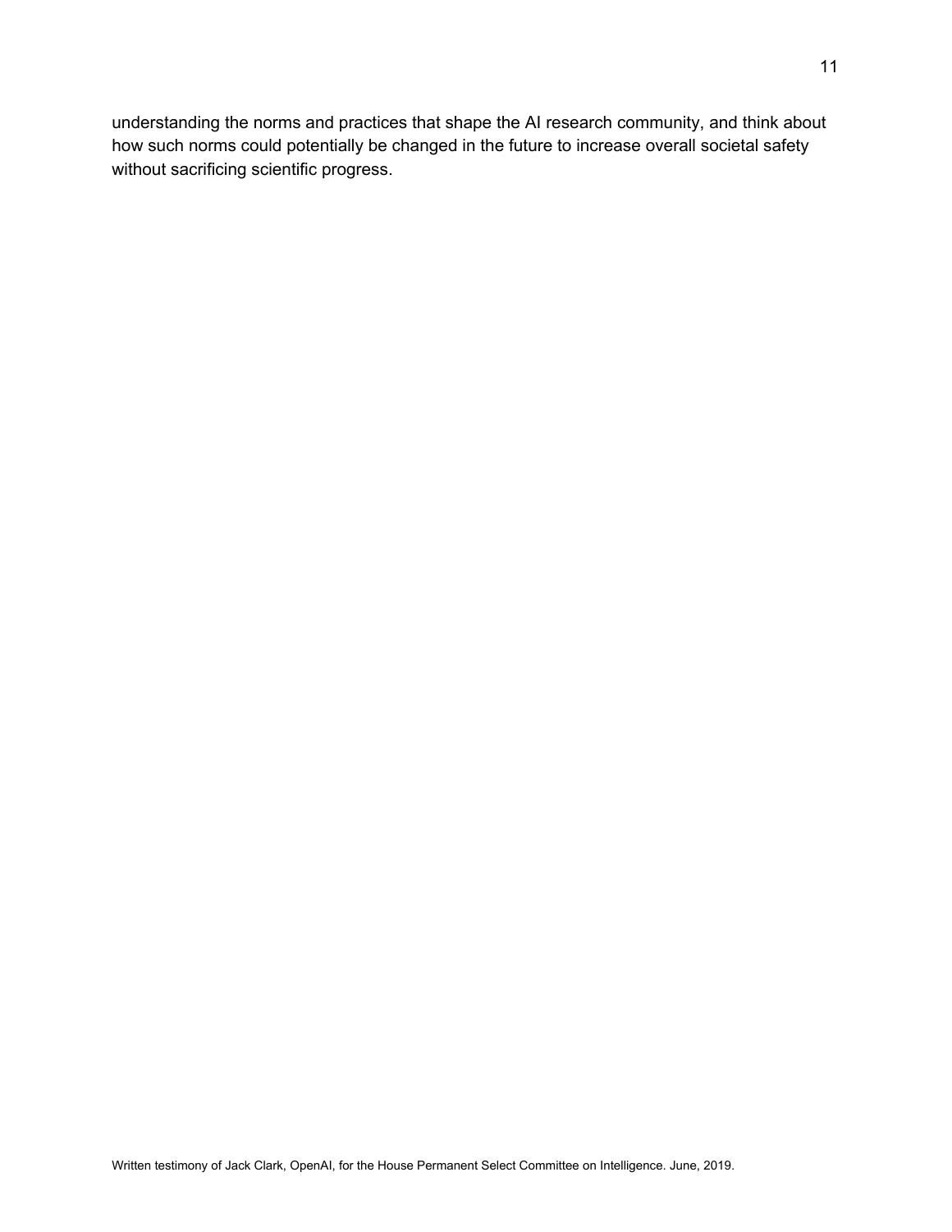understanding the norms and practices that shape the AI research community, and think about how such norms could potentially be changed in the future to increase overall societal safety without sacrificing scientific progress.